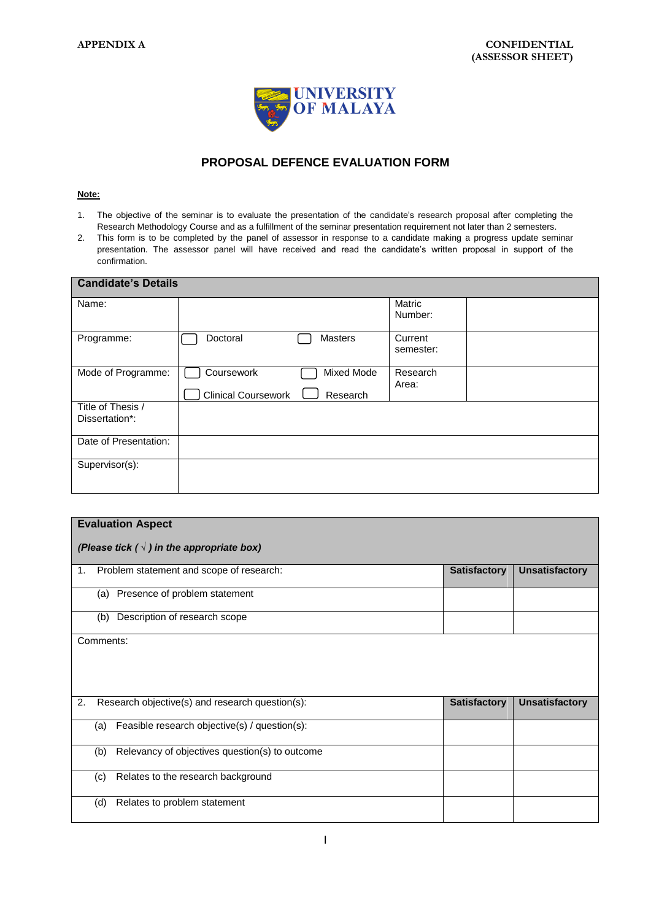APPENDIX A

CONFIDENTIAL
(ASSESSOR SHEET)

UNIVERSITY OF MALAYA

## PROPOSAL DEFENCE EVALUATION FORM

**Note:**

1. The objective of the seminar is to evaluate the presentation of the candidate's research proposal after completing the Research Methodology Course and as a fulfillment of the seminar presentation requirement not later than 2 semesters.
2. This form is to be completed by the panel of assessor in response to a candidate making a progress update seminar presentation. The assessor panel will have received and read the candidate's written proposal in support of the confirmation.

| **Candidate's Details** | | | |
|---|---|---|---|
| Name: | | Matric Number: | |
| Programme: | ☐ Doctoral ☐ Masters | Current semester: | |
| Mode of Programme: | ☐ Coursework ☐ Mixed Mode ☐ Clinical Coursework ☐ Research | Research Area: | |
| Title of Thesis / Dissertation*: | | | |
| Date of Presentation: | | | |
| Supervisor(s): | | | |

| **Evaluation Aspect**<br>***(Please tick ( √ ) in the appropriate box)*** | | |
|---|---|---|
| 1. Problem statement and scope of research: | **Satisfactory** | **Unsatisfactory** |
| (a) Presence of problem statement | | |
| (b) Description of research scope | | |
| Comments: | | |
| 2. Research objective(s) and research question(s): | **Satisfactory** | **Unsatisfactory** |
| (a) Feasible research objective(s) / question(s): | | |
| (b) Relevancy of objectives question(s) to outcome | | |
| (c) Relates to the research background | | |
| (d) Relates to problem statement | | |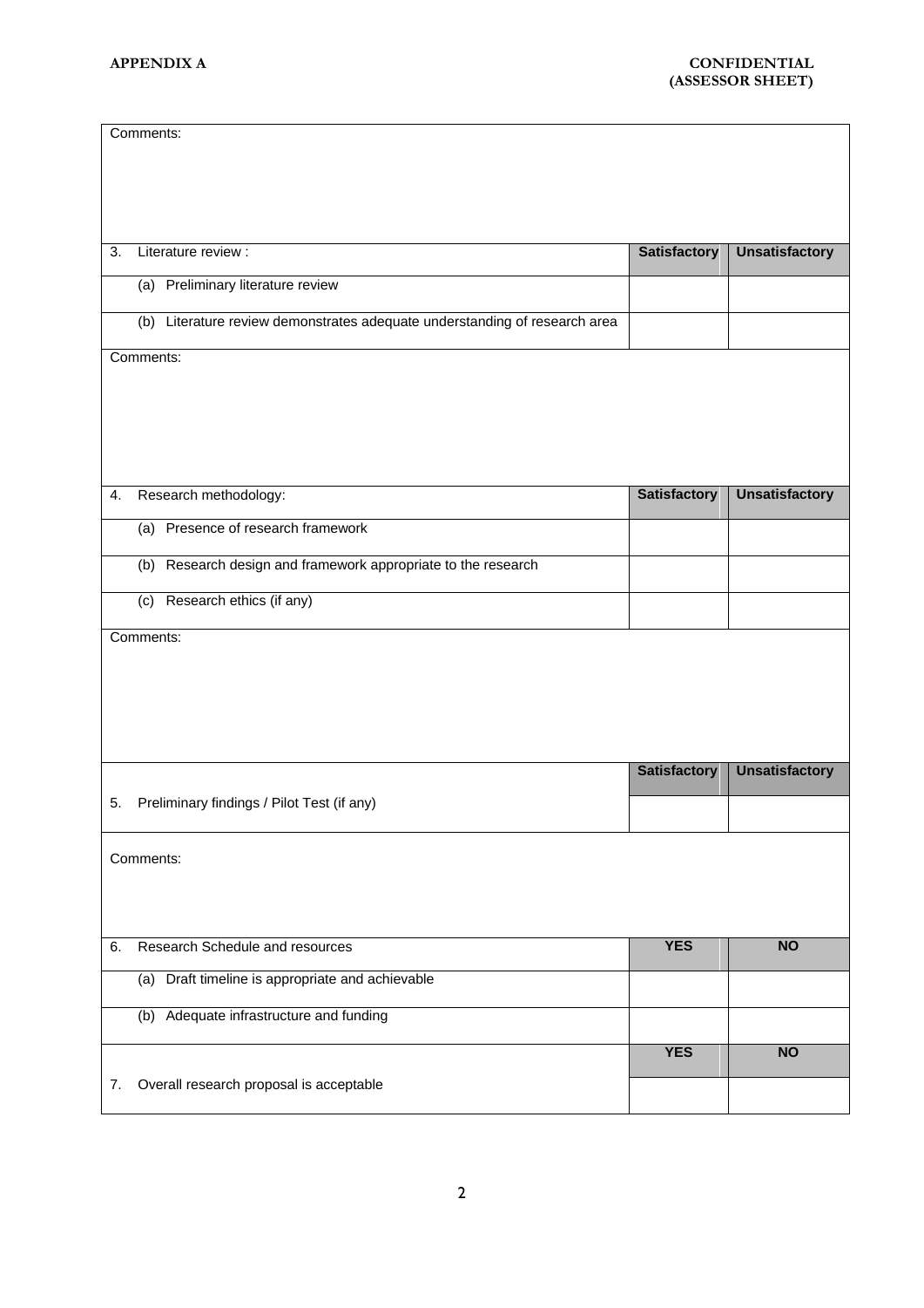**APPENDIX A** **CONFIDENTIAL (ASSESSOR SHEET)**

| Comments: | | |
|---|---|---|
| | | |
| 3. Literature review : | **Satisfactory** | **Unsatisfactory** |
| (a) Preliminary literature review | | |
| (b) Literature review demonstrates adequate understanding of research area | | |
| Comments: | | |
| 4. Research methodology: | **Satisfactory** | **Unsatisfactory** |
| (a) Presence of research framework | | |
| (b) Research design and framework appropriate to the research | | |
| (c) Research ethics (if any) | | |
| Comments: | | |
| | **Satisfactory** | **Unsatisfactory** |
| 5. Preliminary findings / Pilot Test (if any) | | |
| Comments: | | |
| 6. Research Schedule and resources | **YES** | **NO** |
| (a) Draft timeline is appropriate and achievable | | |
| (b) Adequate infrastructure and funding | | |
| | **YES** | **NO** |
| 7. Overall research proposal is acceptable | | |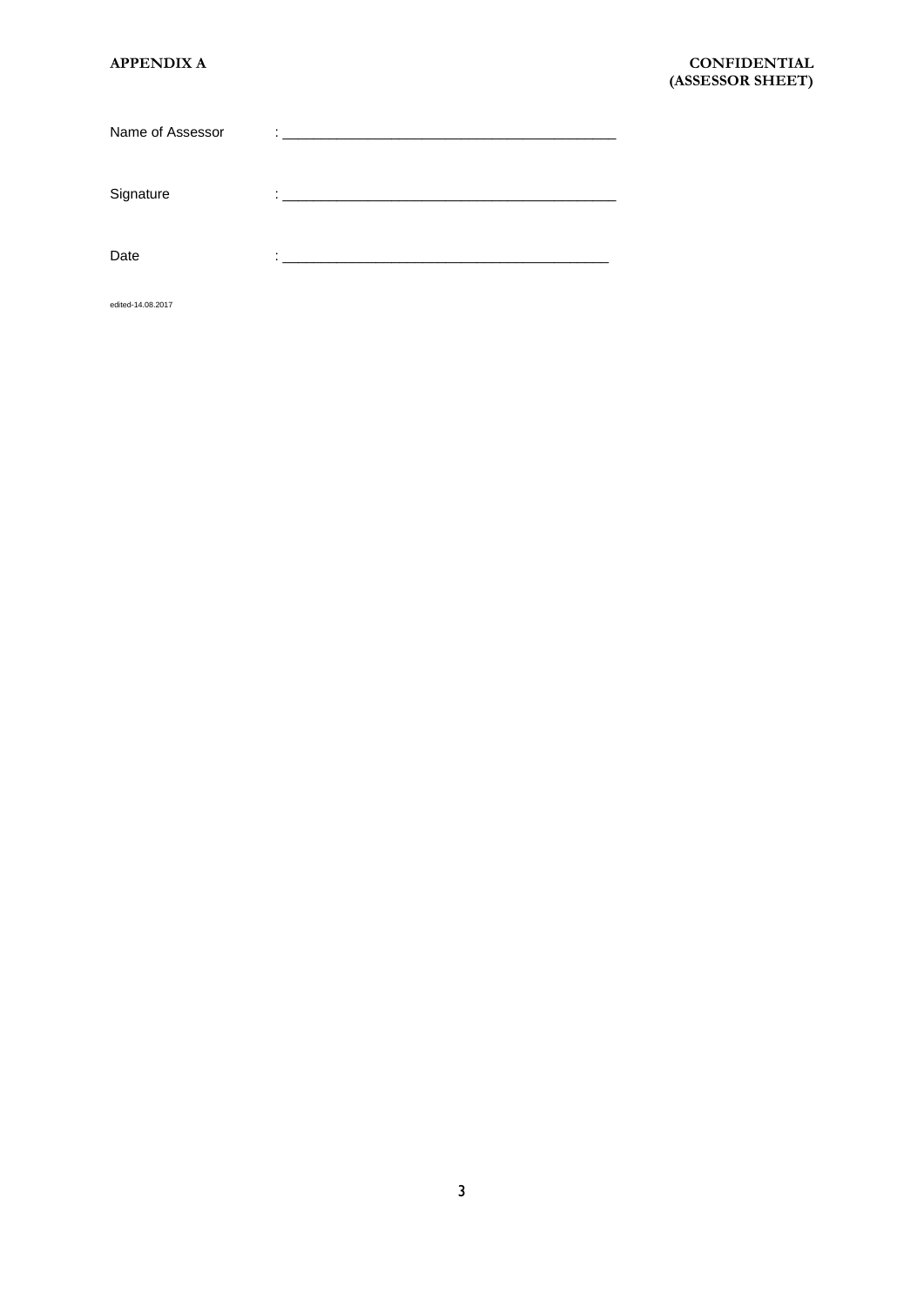**APPENDIX A** **CONFIDENTIAL (ASSESSOR SHEET)**

Name of Assessor : ___________________________________________

Signature : ___________________________________________

Date : __________________________________________

edited-14.08.2017